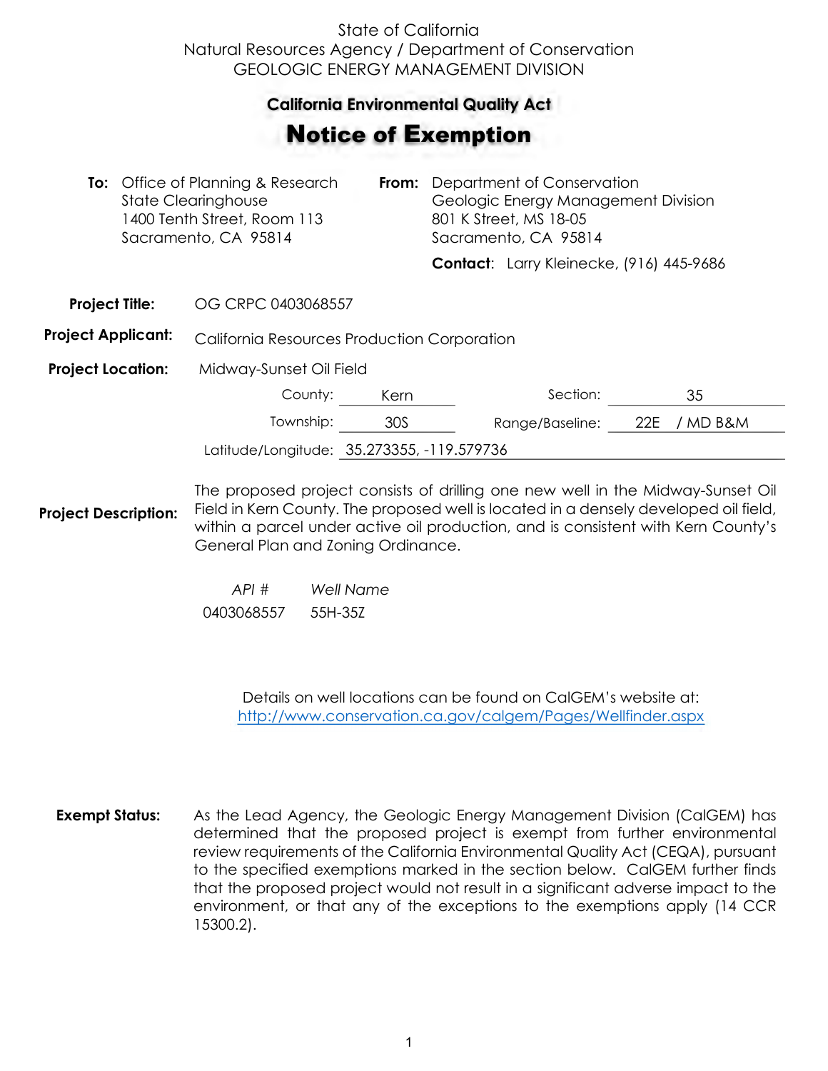State of California
Natural Resources Agency / Department of Conservation
GEOLOGIC ENERGY MANAGEMENT DIVISION

## California Environmental Quality Act

# Notice of Exemption

**To:** Office of Planning & Research
State Clearinghouse
1400 Tenth Street, Room 113
Sacramento, CA 95814

**From:** Department of Conservation
Geologic Energy Management Division
801 K Street, MS 18-05
Sacramento, CA 95814

**Contact**: Larry Kleinecke, (916) 445-9686

**Project Title:** OG CRPC 0403068557

**Project Applicant:** California Resources Production Corporation

**Project Location:** Midway-Sunset Oil Field

| | | | |
|---|---|---|---|
| County: | Kern | Section: | 35 |
| Township: | 30S | Range/Baseline: | 22E / MD B&M |

Latitude/Longitude: 35.273355, -119.579736

**Project Description:** The proposed project consists of drilling one new well in the Midway-Sunset Oil Field in Kern County. The proposed well is located in a densely developed oil field, within a parcel under active oil production, and is consistent with Kern County's General Plan and Zoning Ordinance.

| *API #* | *Well Name* |
|---|---|
| 0403068557 | 55H-35Z |

Details on well locations can be found on CalGEM's website at:
http://www.conservation.ca.gov/calgem/Pages/Wellfinder.aspx

**Exempt Status:** As the Lead Agency, the Geologic Energy Management Division (CalGEM) has determined that the proposed project is exempt from further environmental review requirements of the California Environmental Quality Act (CEQA), pursuant to the specified exemptions marked in the section below. CalGEM further finds that the proposed project would not result in a significant adverse impact to the environment, or that any of the exceptions to the exemptions apply (14 CCR 15300.2).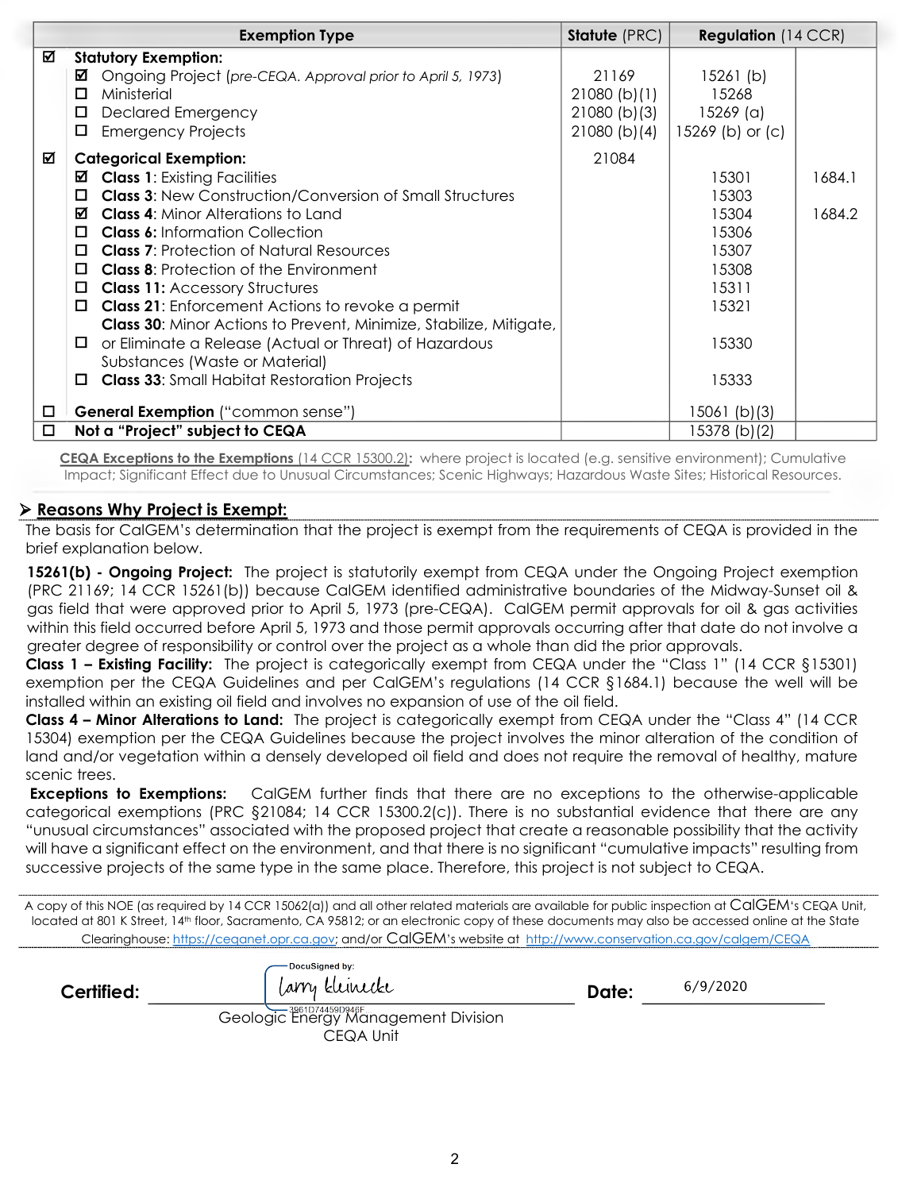| Exemption Type | Statute (PRC) | Regulation (14 CCR) | |
|---|---|---|---|
| ☑ **Statutory Exemption:** | | | |
| ☑ Ongoing Project (*pre-CEQA. Approval prior to April 5, 1973*) | 21169 | 15261 (b) | |
| ☐ Ministerial | 21080 (b)(1) | 15268 | |
| ☐ Declared Emergency | 21080 (b)(3) | 15269 (a) | |
| ☐ Emergency Projects | 21080 (b)(4) | 15269 (b) or (c) | |
| ☑ **Categorical Exemption:** | 21084 | | |
| ☑ **Class 1**: Existing Facilities | | 15301 | 1684.1 |
| ☐ **Class 3**: New Construction/Conversion of Small Structures | | 15303 | |
| ☑ **Class 4**: Minor Alterations to Land | | 15304 | 1684.2 |
| ☐ **Class 6**: Information Collection | | 15306 | |
| ☐ **Class 7**: Protection of Natural Resources | | 15307 | |
| ☐ **Class 8**: Protection of the Environment | | 15308 | |
| ☐ **Class 11:** Accessory Structures | | 15311 | |
| ☐ **Class 21**: Enforcement Actions to revoke a permit | | 15321 | |
| ☐ **Class 30**: Minor Actions to Prevent, Minimize, Stabilize, Mitigate, or Eliminate a Release (Actual or Threat) of Hazardous Substances (Waste or Material) | | 15330 | |
| ☐ **Class 33**: Small Habitat Restoration Projects | | 15333 | |
| ☐ **General Exemption** ("common sense") | | 15061 (b)(3) | |
| ☐ **Not a "Project" subject to CEQA** | | 15378 (b)(2) | |

CEQA Exceptions to the Exemptions (14 CCR 15300.2): where project is located (e.g. sensitive environment); Cumulative Impact; Significant Effect due to Unusual Circumstances; Scenic Highways; Hazardous Waste Sites; Historical Resources.

## ➢ Reasons Why Project is Exempt:

The basis for CalGEM's determination that the project is exempt from the requirements of CEQA is provided in the brief explanation below.

**15261(b) - Ongoing Project:** The project is statutorily exempt from CEQA under the Ongoing Project exemption (PRC 21169; 14 CCR 15261(b)) because CalGEM identified administrative boundaries of the Midway-Sunset oil & gas field that were approved prior to April 5, 1973 (pre-CEQA). CalGEM permit approvals for oil & gas activities within this field occurred before April 5, 1973 and those permit approvals occurring after that date do not involve a greater degree of responsibility or control over the project as a whole than did the prior approvals.

**Class 1 – Existing Facility:** The project is categorically exempt from CEQA under the "Class 1" (14 CCR §15301) exemption per the CEQA Guidelines and per CalGEM's regulations (14 CCR §1684.1) because the well will be installed within an existing oil field and involves no expansion of use of the oil field.

**Class 4 – Minor Alterations to Land:** The project is categorically exempt from CEQA under the "Class 4" (14 CCR 15304) exemption per the CEQA Guidelines because the project involves the minor alteration of the condition of land and/or vegetation within a densely developed oil field and does not require the removal of healthy, mature scenic trees.

**Exceptions to Exemptions:** CalGEM further finds that there are no exceptions to the otherwise-applicable categorical exemptions (PRC §21084; 14 CCR 15300.2(c)). There is no substantial evidence that there are any "unusual circumstances" associated with the proposed project that create a reasonable possibility that the activity will have a significant effect on the environment, and that there is no significant "cumulative impacts" resulting from successive projects of the same type in the same place. Therefore, this project is not subject to CEQA.

A copy of this NOE (as required by 14 CCR 15062(a)) and all other related materials are available for public inspection at CalGEM's CEQA Unit, located at 801 K Street, 14th floor, Sacramento, CA 95812; or an electronic copy of these documents may also be accessed online at the State Clearinghouse: https://ceqanet.opr.ca.gov; and/or CalGEM's website at http://www.conservation.ca.gov/calgem/CEQA

**Certified:** DocuSigned by: Larry Kleinecke 3961D74459D946F
Geologic Energy Management Division
CEQA Unit

**Date:** 6/9/2020